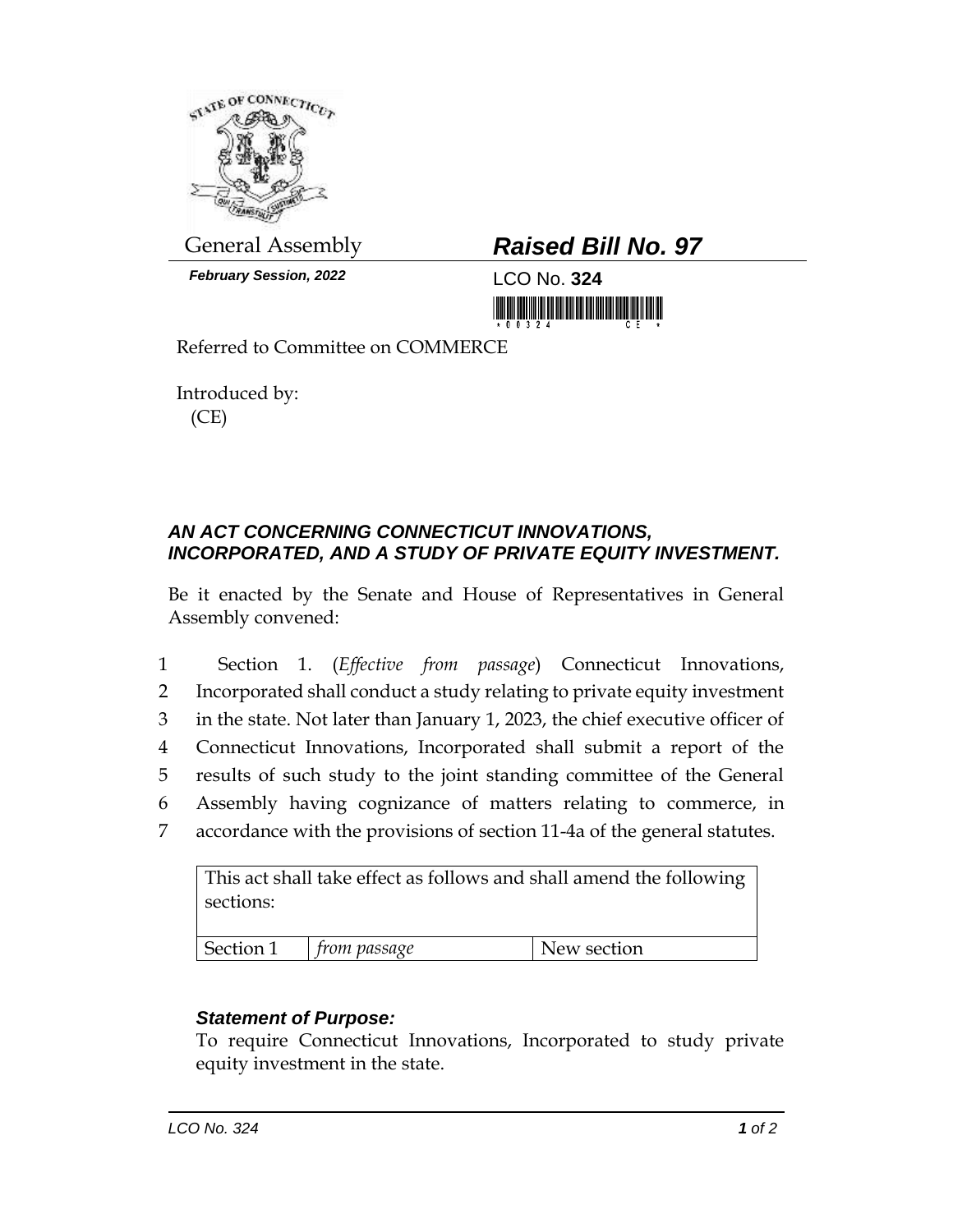General Assembly

**_Raised Bill No. 97_**

***February Session, 2022***

LCO No. **324**

Referred to Committee on COMMERCE

Introduced by:
(CE)

## *AN ACT CONCERNING CONNECTICUT INNOVATIONS, INCORPORATED, AND A STUDY OF PRIVATE EQUITY INVESTMENT.*

Be it enacted by the Senate and House of Representatives in General Assembly convened:

1 Section 1. (*Effective from passage*) Connecticut Innovations,
2 Incorporated shall conduct a study relating to private equity investment
3 in the state. Not later than January 1, 2023, the chief executive officer of
4 Connecticut Innovations, Incorporated shall submit a report of the
5 results of such study to the joint standing committee of the General
6 Assembly having cognizance of matters relating to commerce, in
7 accordance with the provisions of section 11-4a of the general statutes.

| This act shall take effect as follows and shall amend the following sections: | | |
|---|---|---|
| Section 1 | *from passage* | New section |

***Statement of Purpose:***

To require Connecticut Innovations, Incorporated to study private equity investment in the state.